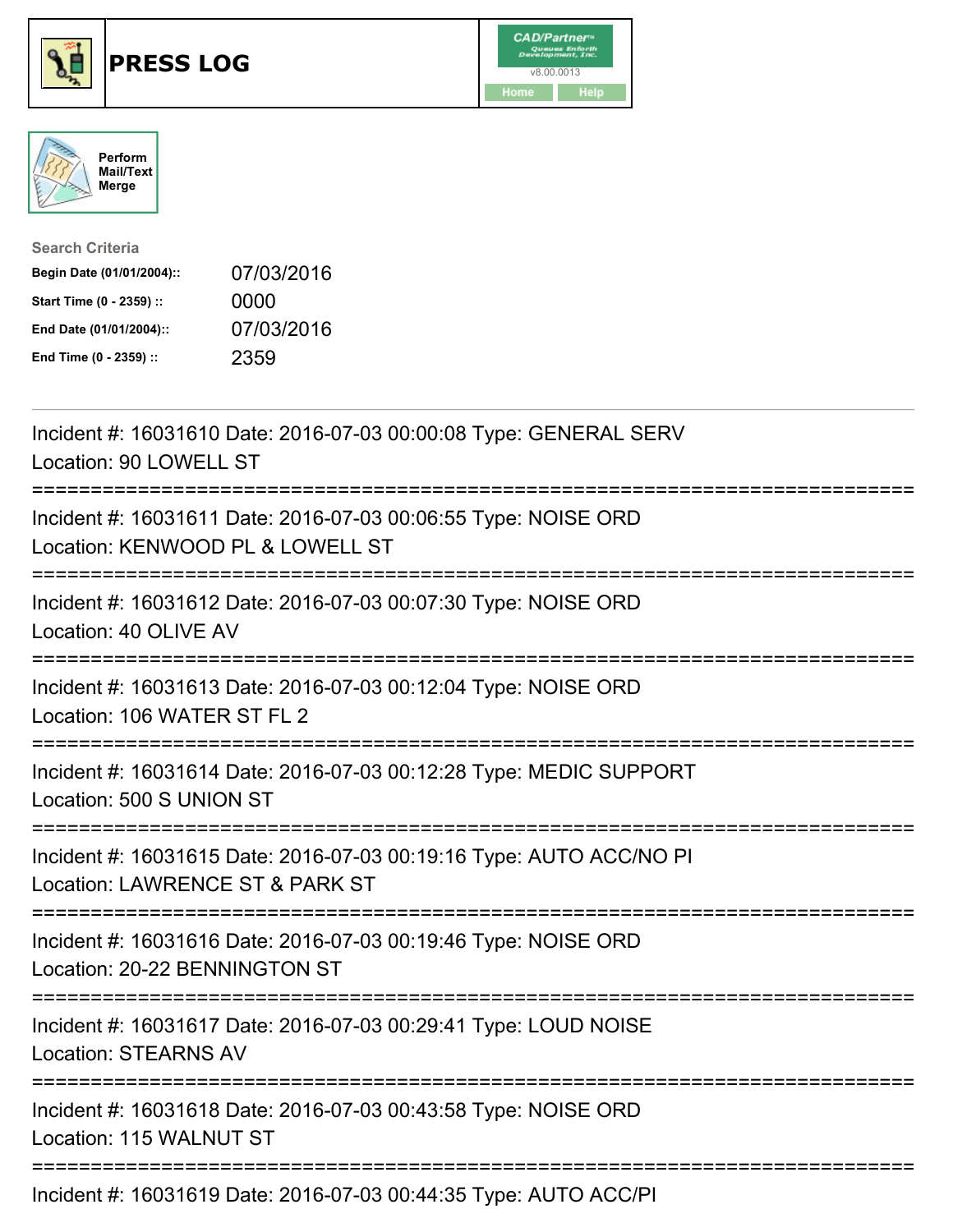# PRESS LOG

CAD/Partner
v8.00.0013
Home Help

Perform Mail/Text Merge

**Search Criteria**

| | |
|---|---|
| **Begin Date (01/01/2004)::** | 07/03/2016 |
| **Start Time (0 - 2359) ::** | 0000 |
| **End Date (01/01/2004)::** | 07/03/2016 |
| **End Time (0 - 2359) ::** | 2359 |

---

Incident #: 16031610 Date: 2016-07-03 00:00:08 Type: GENERAL SERV
Location: 90 LOWELL ST

===========================================================================

Incident #: 16031611 Date: 2016-07-03 00:06:55 Type: NOISE ORD
Location: KENWOOD PL & LOWELL ST

===========================================================================

Incident #: 16031612 Date: 2016-07-03 00:07:30 Type: NOISE ORD
Location: 40 OLIVE AV

===========================================================================

Incident #: 16031613 Date: 2016-07-03 00:12:04 Type: NOISE ORD
Location: 106 WATER ST FL 2

===========================================================================

Incident #: 16031614 Date: 2016-07-03 00:12:28 Type: MEDIC SUPPORT
Location: 500 S UNION ST

===========================================================================

Incident #: 16031615 Date: 2016-07-03 00:19:16 Type: AUTO ACC/NO PI
Location: LAWRENCE ST & PARK ST

===========================================================================

Incident #: 16031616 Date: 2016-07-03 00:19:46 Type: NOISE ORD
Location: 20-22 BENNINGTON ST

===========================================================================

Incident #: 16031617 Date: 2016-07-03 00:29:41 Type: LOUD NOISE
Location: STEARNS AV

===========================================================================

Incident #: 16031618 Date: 2016-07-03 00:43:58 Type: NOISE ORD
Location: 115 WALNUT ST

===========================================================================

Incident #: 16031619 Date: 2016-07-03 00:44:35 Type: AUTO ACC/PI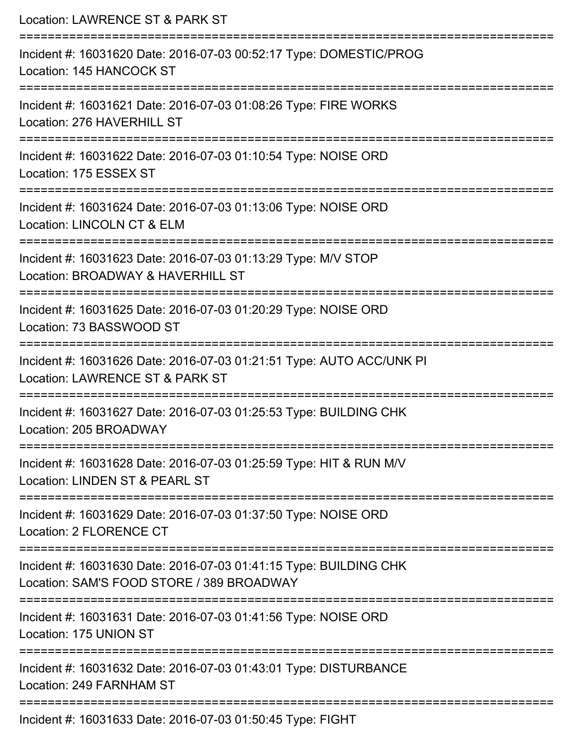Location: LAWRENCE ST & PARK ST

===========================================================================

Incident #: 16031620 Date: 2016-07-03 00:52:17 Type: DOMESTIC/PROG
Location: 145 HANCOCK ST

===========================================================================

Incident #: 16031621 Date: 2016-07-03 01:08:26 Type: FIRE WORKS
Location: 276 HAVERHILL ST

===========================================================================

Incident #: 16031622 Date: 2016-07-03 01:10:54 Type: NOISE ORD
Location: 175 ESSEX ST

===========================================================================

Incident #: 16031624 Date: 2016-07-03 01:13:06 Type: NOISE ORD
Location: LINCOLN CT & ELM

===========================================================================

Incident #: 16031623 Date: 2016-07-03 01:13:29 Type: M/V STOP
Location: BROADWAY & HAVERHILL ST

===========================================================================

Incident #: 16031625 Date: 2016-07-03 01:20:29 Type: NOISE ORD
Location: 73 BASSWOOD ST

===========================================================================

Incident #: 16031626 Date: 2016-07-03 01:21:51 Type: AUTO ACC/UNK PI
Location: LAWRENCE ST & PARK ST

===========================================================================

Incident #: 16031627 Date: 2016-07-03 01:25:53 Type: BUILDING CHK
Location: 205 BROADWAY

===========================================================================

Incident #: 16031628 Date: 2016-07-03 01:25:59 Type: HIT & RUN M/V
Location: LINDEN ST & PEARL ST

===========================================================================

Incident #: 16031629 Date: 2016-07-03 01:37:50 Type: NOISE ORD
Location: 2 FLORENCE CT

===========================================================================

Incident #: 16031630 Date: 2016-07-03 01:41:15 Type: BUILDING CHK
Location: SAM'S FOOD STORE / 389 BROADWAY

===========================================================================

Incident #: 16031631 Date: 2016-07-03 01:41:56 Type: NOISE ORD
Location: 175 UNION ST

===========================================================================

Incident #: 16031632 Date: 2016-07-03 01:43:01 Type: DISTURBANCE
Location: 249 FARNHAM ST

===========================================================================

Incident #: 16031633 Date: 2016-07-03 01:50:45 Type: FIGHT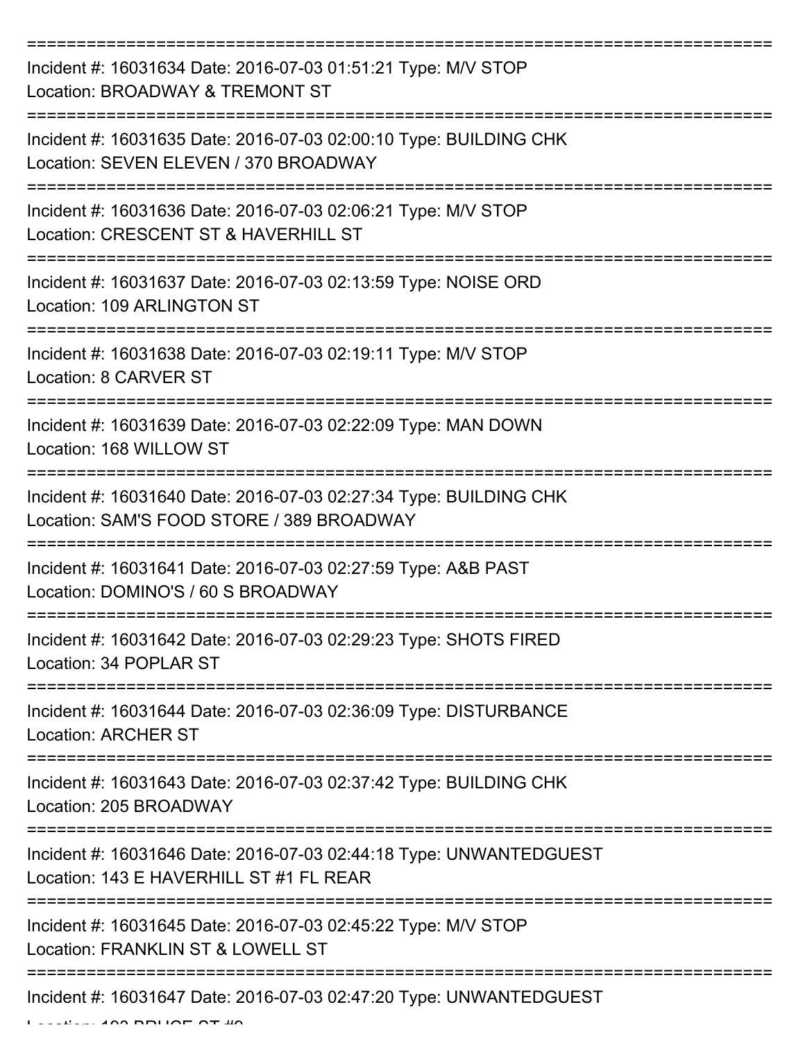===========================================================================

Incident #: 16031634 Date: 2016-07-03 01:51:21 Type: M/V STOP
Location: BROADWAY & TREMONT ST

===========================================================================

Incident #: 16031635 Date: 2016-07-03 02:00:10 Type: BUILDING CHK
Location: SEVEN ELEVEN / 370 BROADWAY

===========================================================================

Incident #: 16031636 Date: 2016-07-03 02:06:21 Type: M/V STOP
Location: CRESCENT ST & HAVERHILL ST

===========================================================================

Incident #: 16031637 Date: 2016-07-03 02:13:59 Type: NOISE ORD
Location: 109 ARLINGTON ST

===========================================================================

Incident #: 16031638 Date: 2016-07-03 02:19:11 Type: M/V STOP
Location: 8 CARVER ST

===========================================================================

Incident #: 16031639 Date: 2016-07-03 02:22:09 Type: MAN DOWN
Location: 168 WILLOW ST

===========================================================================

Incident #: 16031640 Date: 2016-07-03 02:27:34 Type: BUILDING CHK
Location: SAM'S FOOD STORE / 389 BROADWAY

===========================================================================

Incident #: 16031641 Date: 2016-07-03 02:27:59 Type: A&B PAST
Location: DOMINO'S / 60 S BROADWAY

===========================================================================

Incident #: 16031642 Date: 2016-07-03 02:29:23 Type: SHOTS FIRED
Location: 34 POPLAR ST

===========================================================================

Incident #: 16031644 Date: 2016-07-03 02:36:09 Type: DISTURBANCE
Location: ARCHER ST

===========================================================================

Incident #: 16031643 Date: 2016-07-03 02:37:42 Type: BUILDING CHK
Location: 205 BROADWAY

===========================================================================

Incident #: 16031646 Date: 2016-07-03 02:44:18 Type: UNWANTEDGUEST
Location: 143 E HAVERHILL ST #1 FL REAR

===========================================================================

Incident #: 16031645 Date: 2016-07-03 02:45:22 Type: M/V STOP
Location: FRANKLIN ST & LOWELL ST

===========================================================================

Incident #: 16031647 Date: 2016-07-03 02:47:20 Type: UNWANTEDGUEST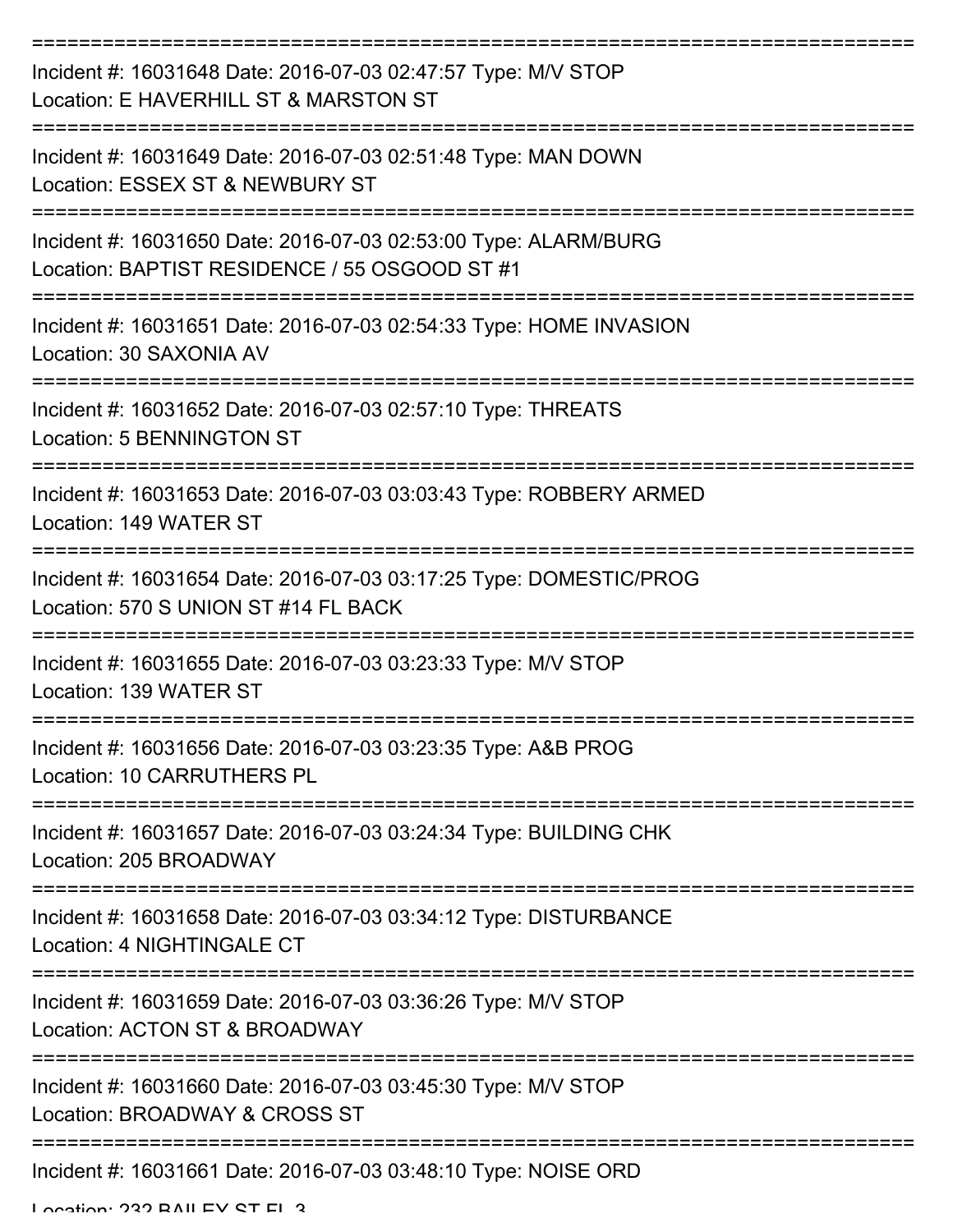Incident #: 16031648 Date: 2016-07-03 02:47:57 Type: M/V STOP
Location: E HAVERHILL ST & MARSTON ST

Incident #: 16031649 Date: 2016-07-03 02:51:48 Type: MAN DOWN
Location: ESSEX ST & NEWBURY ST

Incident #: 16031650 Date: 2016-07-03 02:53:00 Type: ALARM/BURG
Location: BAPTIST RESIDENCE / 55 OSGOOD ST #1

Incident #: 16031651 Date: 2016-07-03 02:54:33 Type: HOME INVASION
Location: 30 SAXONIA AV

Incident #: 16031652 Date: 2016-07-03 02:57:10 Type: THREATS
Location: 5 BENNINGTON ST

Incident #: 16031653 Date: 2016-07-03 03:03:43 Type: ROBBERY ARMED
Location: 149 WATER ST

Incident #: 16031654 Date: 2016-07-03 03:17:25 Type: DOMESTIC/PROG
Location: 570 S UNION ST #14 FL BACK

Incident #: 16031655 Date: 2016-07-03 03:23:33 Type: M/V STOP
Location: 139 WATER ST

Incident #: 16031656 Date: 2016-07-03 03:23:35 Type: A&B PROG
Location: 10 CARRUTHERS PL

Incident #: 16031657 Date: 2016-07-03 03:24:34 Type: BUILDING CHK
Location: 205 BROADWAY

Incident #: 16031658 Date: 2016-07-03 03:34:12 Type: DISTURBANCE
Location: 4 NIGHTINGALE CT

Incident #: 16031659 Date: 2016-07-03 03:36:26 Type: M/V STOP
Location: ACTON ST & BROADWAY

Incident #: 16031660 Date: 2016-07-03 03:45:30 Type: M/V STOP
Location: BROADWAY & CROSS ST

Incident #: 16031661 Date: 2016-07-03 03:48:10 Type: NOISE ORD
Location: 232 BAILEY ST FL 3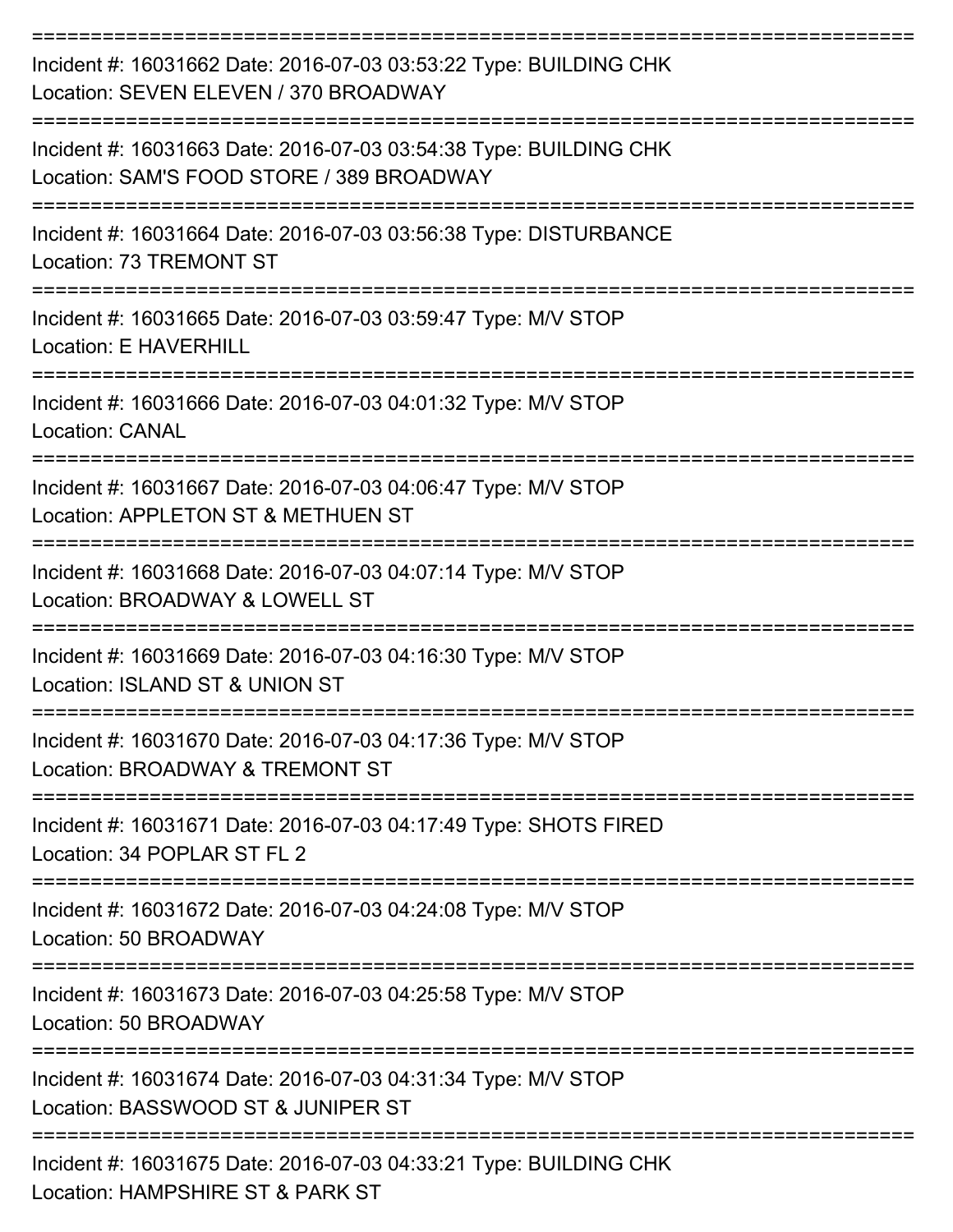Incident #: 16031662 Date: 2016-07-03 03:53:22 Type: BUILDING CHK
Location: SEVEN ELEVEN / 370 BROADWAY

Incident #: 16031663 Date: 2016-07-03 03:54:38 Type: BUILDING CHK
Location: SAM'S FOOD STORE / 389 BROADWAY

Incident #: 16031664 Date: 2016-07-03 03:56:38 Type: DISTURBANCE
Location: 73 TREMONT ST

Incident #: 16031665 Date: 2016-07-03 03:59:47 Type: M/V STOP
Location: E HAVERHILL

Incident #: 16031666 Date: 2016-07-03 04:01:32 Type: M/V STOP
Location: CANAL

Incident #: 16031667 Date: 2016-07-03 04:06:47 Type: M/V STOP
Location: APPLETON ST & METHUEN ST

Incident #: 16031668 Date: 2016-07-03 04:07:14 Type: M/V STOP
Location: BROADWAY & LOWELL ST

Incident #: 16031669 Date: 2016-07-03 04:16:30 Type: M/V STOP
Location: ISLAND ST & UNION ST

Incident #: 16031670 Date: 2016-07-03 04:17:36 Type: M/V STOP
Location: BROADWAY & TREMONT ST

Incident #: 16031671 Date: 2016-07-03 04:17:49 Type: SHOTS FIRED
Location: 34 POPLAR ST FL 2

Incident #: 16031672 Date: 2016-07-03 04:24:08 Type: M/V STOP
Location: 50 BROADWAY

Incident #: 16031673 Date: 2016-07-03 04:25:58 Type: M/V STOP
Location: 50 BROADWAY

Incident #: 16031674 Date: 2016-07-03 04:31:34 Type: M/V STOP
Location: BASSWOOD ST & JUNIPER ST

Incident #: 16031675 Date: 2016-07-03 04:33:21 Type: BUILDING CHK
Location: HAMPSHIRE ST & PARK ST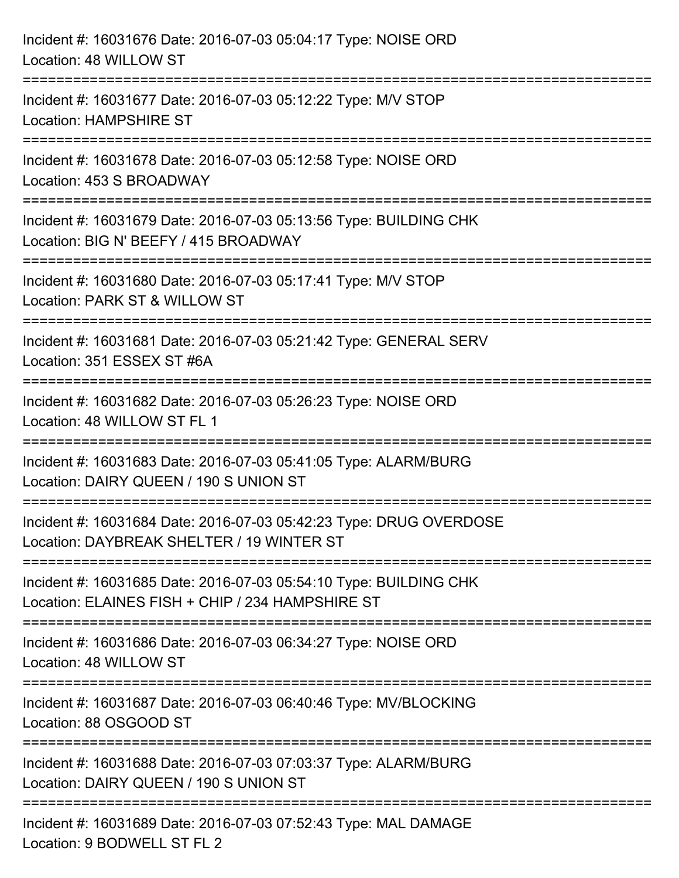Incident #: 16031676 Date: 2016-07-03 05:04:17 Type: NOISE ORD
Location: 48 WILLOW ST

===========================================================================

Incident #: 16031677 Date: 2016-07-03 05:12:22 Type: M/V STOP
Location: HAMPSHIRE ST

===========================================================================

Incident #: 16031678 Date: 2016-07-03 05:12:58 Type: NOISE ORD
Location: 453 S BROADWAY

===========================================================================

Incident #: 16031679 Date: 2016-07-03 05:13:56 Type: BUILDING CHK
Location: BIG N' BEEFY / 415 BROADWAY

===========================================================================

Incident #: 16031680 Date: 2016-07-03 05:17:41 Type: M/V STOP
Location: PARK ST & WILLOW ST

===========================================================================

Incident #: 16031681 Date: 2016-07-03 05:21:42 Type: GENERAL SERV
Location: 351 ESSEX ST #6A

===========================================================================

Incident #: 16031682 Date: 2016-07-03 05:26:23 Type: NOISE ORD
Location: 48 WILLOW ST FL 1

===========================================================================

Incident #: 16031683 Date: 2016-07-03 05:41:05 Type: ALARM/BURG
Location: DAIRY QUEEN / 190 S UNION ST

===========================================================================

Incident #: 16031684 Date: 2016-07-03 05:42:23 Type: DRUG OVERDOSE
Location: DAYBREAK SHELTER / 19 WINTER ST

===========================================================================

Incident #: 16031685 Date: 2016-07-03 05:54:10 Type: BUILDING CHK
Location: ELAINES FISH + CHIP / 234 HAMPSHIRE ST

===========================================================================

Incident #: 16031686 Date: 2016-07-03 06:34:27 Type: NOISE ORD
Location: 48 WILLOW ST

===========================================================================

Incident #: 16031687 Date: 2016-07-03 06:40:46 Type: MV/BLOCKING
Location: 88 OSGOOD ST

===========================================================================

Incident #: 16031688 Date: 2016-07-03 07:03:37 Type: ALARM/BURG
Location: DAIRY QUEEN / 190 S UNION ST

===========================================================================

Incident #: 16031689 Date: 2016-07-03 07:52:43 Type: MAL DAMAGE
Location: 9 BODWELL ST FL 2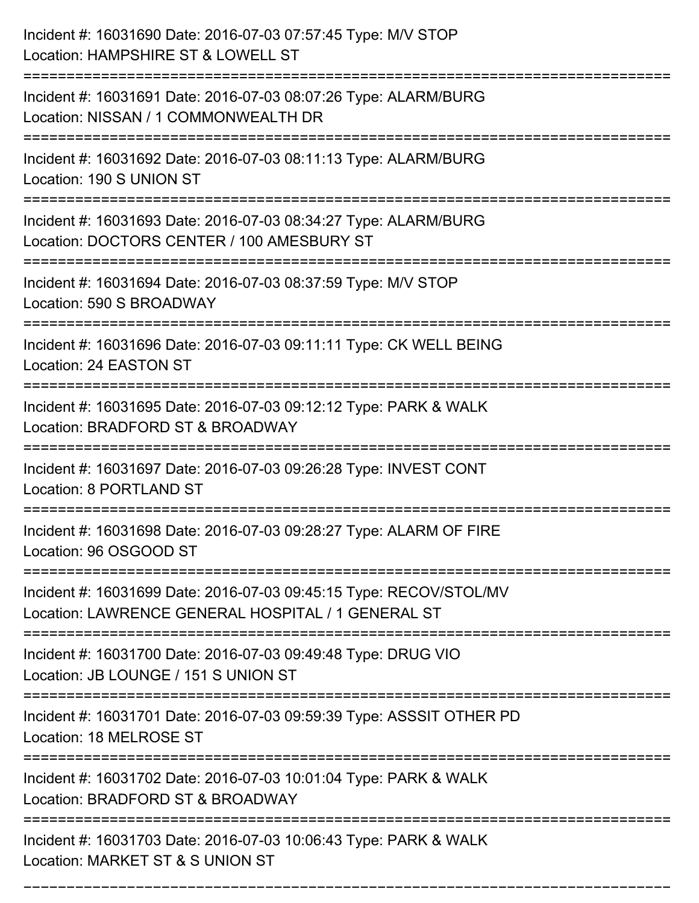Incident #: 16031690 Date: 2016-07-03 07:57:45 Type: M/V STOP
Location: HAMPSHIRE ST & LOWELL ST

===========================================================================

Incident #: 16031691 Date: 2016-07-03 08:07:26 Type: ALARM/BURG
Location: NISSAN / 1 COMMONWEALTH DR

===========================================================================

Incident #: 16031692 Date: 2016-07-03 08:11:13 Type: ALARM/BURG
Location: 190 S UNION ST

===========================================================================

Incident #: 16031693 Date: 2016-07-03 08:34:27 Type: ALARM/BURG
Location: DOCTORS CENTER / 100 AMESBURY ST

===========================================================================

Incident #: 16031694 Date: 2016-07-03 08:37:59 Type: M/V STOP
Location: 590 S BROADWAY

===========================================================================

Incident #: 16031696 Date: 2016-07-03 09:11:11 Type: CK WELL BEING
Location: 24 EASTON ST

===========================================================================

Incident #: 16031695 Date: 2016-07-03 09:12:12 Type: PARK & WALK
Location: BRADFORD ST & BROADWAY

===========================================================================

Incident #: 16031697 Date: 2016-07-03 09:26:28 Type: INVEST CONT
Location: 8 PORTLAND ST

===========================================================================

Incident #: 16031698 Date: 2016-07-03 09:28:27 Type: ALARM OF FIRE
Location: 96 OSGOOD ST

===========================================================================

Incident #: 16031699 Date: 2016-07-03 09:45:15 Type: RECOV/STOL/MV
Location: LAWRENCE GENERAL HOSPITAL / 1 GENERAL ST

===========================================================================

Incident #: 16031700 Date: 2016-07-03 09:49:48 Type: DRUG VIO
Location: JB LOUNGE / 151 S UNION ST

===========================================================================

Incident #: 16031701 Date: 2016-07-03 09:59:39 Type: ASSSIT OTHER PD
Location: 18 MELROSE ST

===========================================================================

Incident #: 16031702 Date: 2016-07-03 10:01:04 Type: PARK & WALK
Location: BRADFORD ST & BROADWAY

===========================================================================

Incident #: 16031703 Date: 2016-07-03 10:06:43 Type: PARK & WALK
Location: MARKET ST & S UNION ST

===========================================================================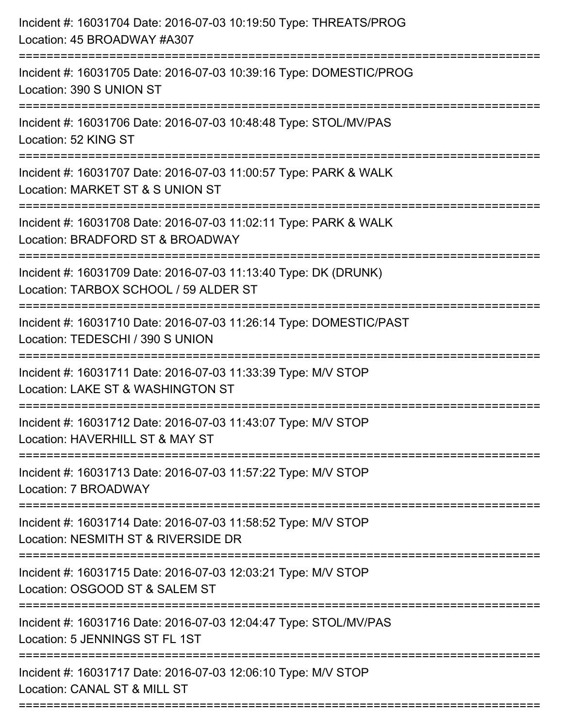Incident #: 16031704 Date: 2016-07-03 10:19:50 Type: THREATS/PROG
Location: 45 BROADWAY #A307

===========================================================================

Incident #: 16031705 Date: 2016-07-03 10:39:16 Type: DOMESTIC/PROG
Location: 390 S UNION ST

===========================================================================

Incident #: 16031706 Date: 2016-07-03 10:48:48 Type: STOL/MV/PAS
Location: 52 KING ST

===========================================================================

Incident #: 16031707 Date: 2016-07-03 11:00:57 Type: PARK & WALK
Location: MARKET ST & S UNION ST

===========================================================================

Incident #: 16031708 Date: 2016-07-03 11:02:11 Type: PARK & WALK
Location: BRADFORD ST & BROADWAY

===========================================================================

Incident #: 16031709 Date: 2016-07-03 11:13:40 Type: DK (DRUNK)
Location: TARBOX SCHOOL / 59 ALDER ST

===========================================================================

Incident #: 16031710 Date: 2016-07-03 11:26:14 Type: DOMESTIC/PAST
Location: TEDESCHI / 390 S UNION

===========================================================================

Incident #: 16031711 Date: 2016-07-03 11:33:39 Type: M/V STOP
Location: LAKE ST & WASHINGTON ST

===========================================================================

Incident #: 16031712 Date: 2016-07-03 11:43:07 Type: M/V STOP
Location: HAVERHILL ST & MAY ST

===========================================================================

Incident #: 16031713 Date: 2016-07-03 11:57:22 Type: M/V STOP
Location: 7 BROADWAY

===========================================================================

Incident #: 16031714 Date: 2016-07-03 11:58:52 Type: M/V STOP
Location: NESMITH ST & RIVERSIDE DR

===========================================================================

Incident #: 16031715 Date: 2016-07-03 12:03:21 Type: M/V STOP
Location: OSGOOD ST & SALEM ST

===========================================================================

Incident #: 16031716 Date: 2016-07-03 12:04:47 Type: STOL/MV/PAS
Location: 5 JENNINGS ST FL 1ST

===========================================================================

Incident #: 16031717 Date: 2016-07-03 12:06:10 Type: M/V STOP
Location: CANAL ST & MILL ST

===========================================================================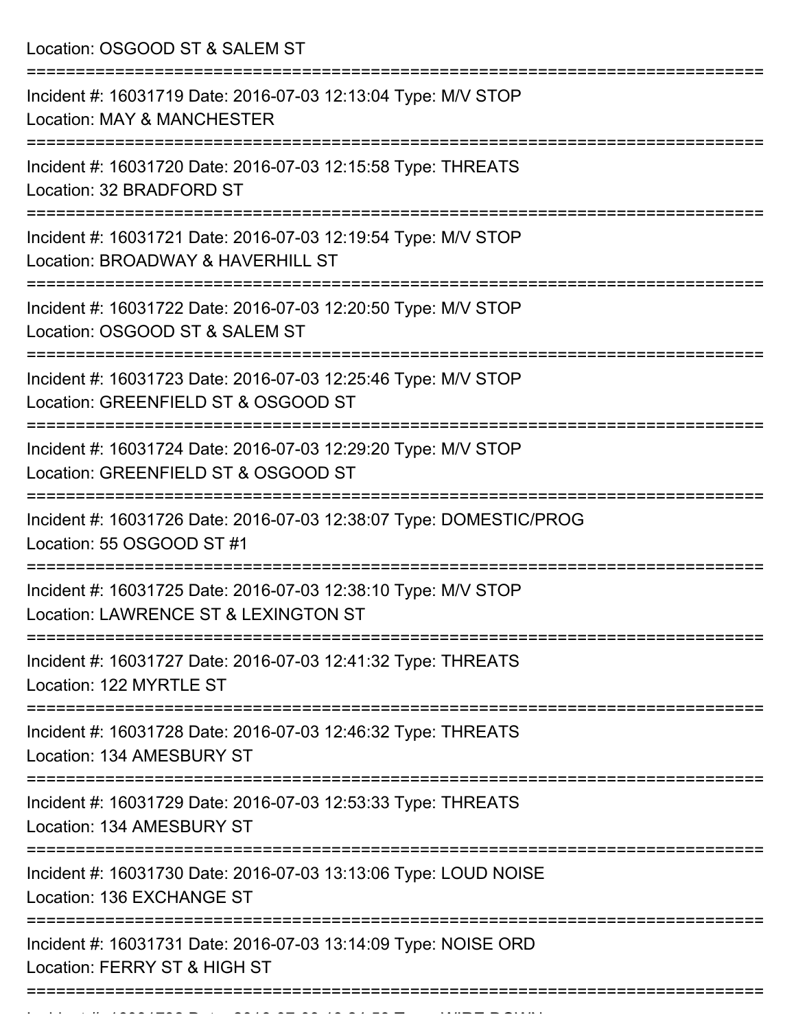Location: OSGOOD ST & SALEM ST

===========================================================================

Incident #: 16031719 Date: 2016-07-03 12:13:04 Type: M/V STOP
Location: MAY & MANCHESTER

===========================================================================

Incident #: 16031720 Date: 2016-07-03 12:15:58 Type: THREATS
Location: 32 BRADFORD ST

===========================================================================

Incident #: 16031721 Date: 2016-07-03 12:19:54 Type: M/V STOP
Location: BROADWAY & HAVERHILL ST

===========================================================================

Incident #: 16031722 Date: 2016-07-03 12:20:50 Type: M/V STOP
Location: OSGOOD ST & SALEM ST

===========================================================================

Incident #: 16031723 Date: 2016-07-03 12:25:46 Type: M/V STOP
Location: GREENFIELD ST & OSGOOD ST

===========================================================================

Incident #: 16031724 Date: 2016-07-03 12:29:20 Type: M/V STOP
Location: GREENFIELD ST & OSGOOD ST

===========================================================================

Incident #: 16031726 Date: 2016-07-03 12:38:07 Type: DOMESTIC/PROG
Location: 55 OSGOOD ST #1

===========================================================================

Incident #: 16031725 Date: 2016-07-03 12:38:10 Type: M/V STOP
Location: LAWRENCE ST & LEXINGTON ST

===========================================================================

Incident #: 16031727 Date: 2016-07-03 12:41:32 Type: THREATS
Location: 122 MYRTLE ST

===========================================================================

Incident #: 16031728 Date: 2016-07-03 12:46:32 Type: THREATS
Location: 134 AMESBURY ST

===========================================================================

Incident #: 16031729 Date: 2016-07-03 12:53:33 Type: THREATS
Location: 134 AMESBURY ST

===========================================================================

Incident #: 16031730 Date: 2016-07-03 13:13:06 Type: LOUD NOISE
Location: 136 EXCHANGE ST

===========================================================================

Incident #: 16031731 Date: 2016-07-03 13:14:09 Type: NOISE ORD
Location: FERRY ST & HIGH ST

===========================================================================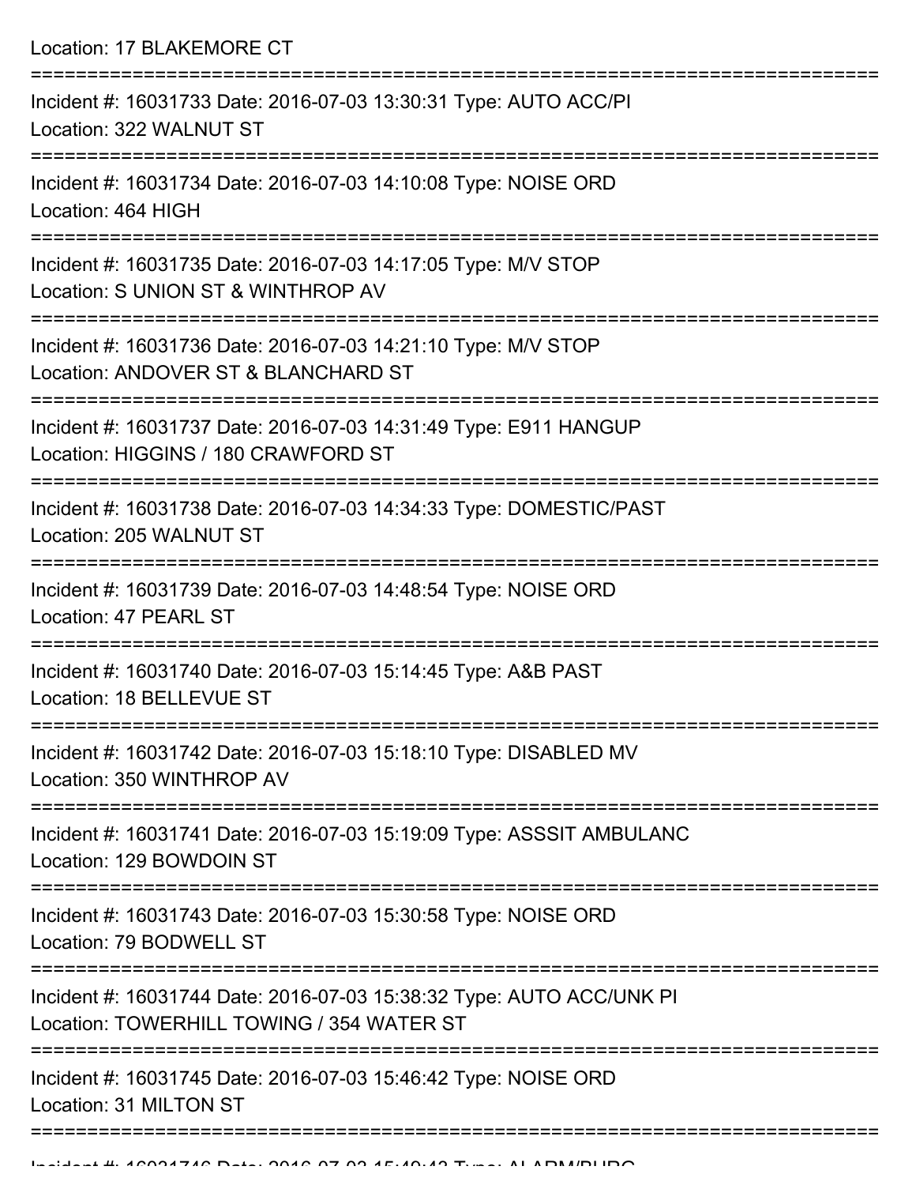Location: 17 BLAKEMORE CT

===========================================================================

Incident #: 16031733 Date: 2016-07-03 13:30:31 Type: AUTO ACC/PI
Location: 322 WALNUT ST

===========================================================================

Incident #: 16031734 Date: 2016-07-03 14:10:08 Type: NOISE ORD
Location: 464 HIGH

===========================================================================

Incident #: 16031735 Date: 2016-07-03 14:17:05 Type: M/V STOP
Location: S UNION ST & WINTHROP AV

===========================================================================

Incident #: 16031736 Date: 2016-07-03 14:21:10 Type: M/V STOP
Location: ANDOVER ST & BLANCHARD ST

===========================================================================

Incident #: 16031737 Date: 2016-07-03 14:31:49 Type: E911 HANGUP
Location: HIGGINS / 180 CRAWFORD ST

===========================================================================

Incident #: 16031738 Date: 2016-07-03 14:34:33 Type: DOMESTIC/PAST
Location: 205 WALNUT ST

===========================================================================

Incident #: 16031739 Date: 2016-07-03 14:48:54 Type: NOISE ORD
Location: 47 PEARL ST

===========================================================================

Incident #: 16031740 Date: 2016-07-03 15:14:45 Type: A&B PAST
Location: 18 BELLEVUE ST

===========================================================================

Incident #: 16031742 Date: 2016-07-03 15:18:10 Type: DISABLED MV
Location: 350 WINTHROP AV

===========================================================================

Incident #: 16031741 Date: 2016-07-03 15:19:09 Type: ASSSIT AMBULANC
Location: 129 BOWDOIN ST

===========================================================================

Incident #: 16031743 Date: 2016-07-03 15:30:58 Type: NOISE ORD
Location: 79 BODWELL ST

===========================================================================

Incident #: 16031744 Date: 2016-07-03 15:38:32 Type: AUTO ACC/UNK PI
Location: TOWERHILL TOWING / 354 WATER ST

===========================================================================

Incident #: 16031745 Date: 2016-07-03 15:46:42 Type: NOISE ORD
Location: 31 MILTON ST

===========================================================================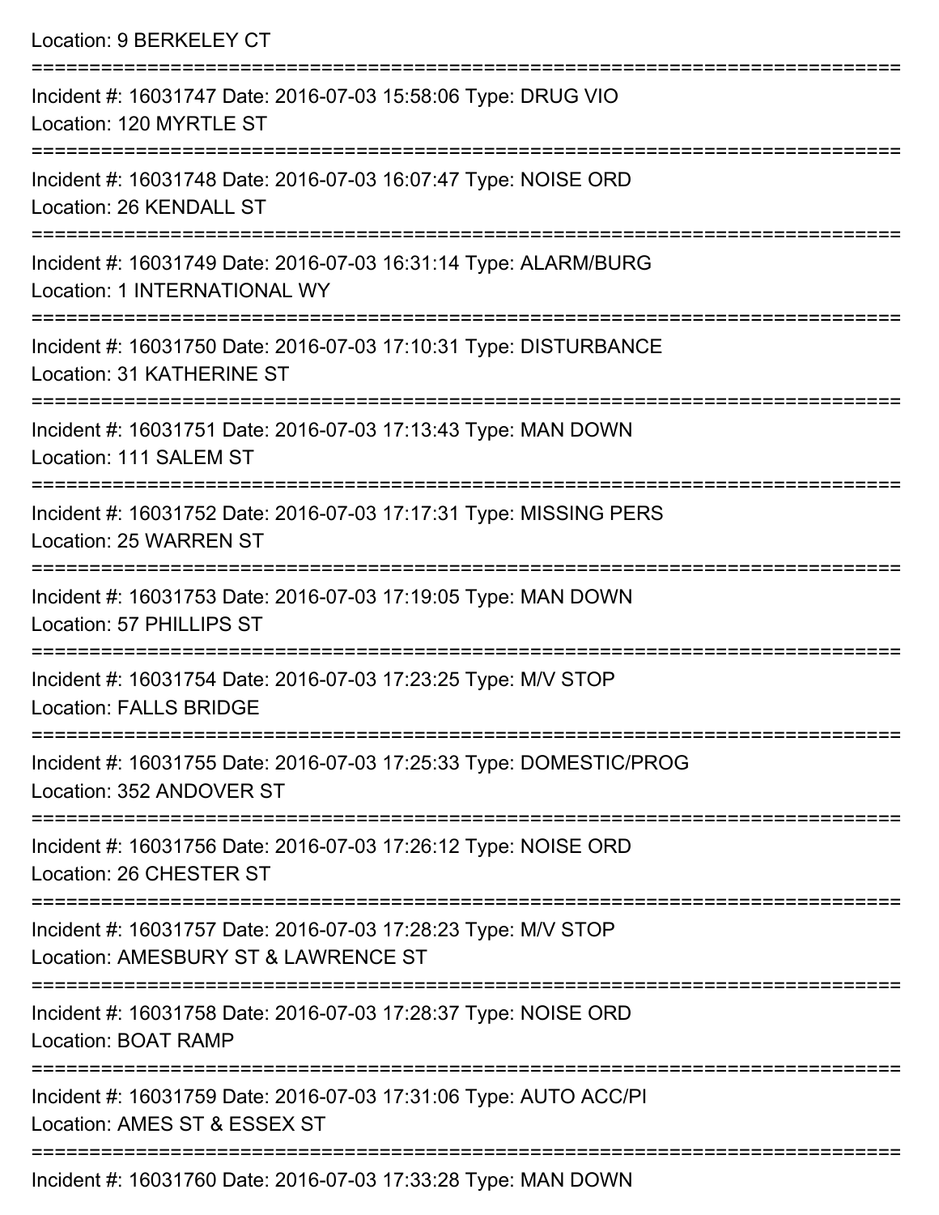Location: 9 BERKELEY CT

===========================================================================

Incident #: 16031747 Date: 2016-07-03 15:58:06 Type: DRUG VIO
Location: 120 MYRTLE ST

===========================================================================

Incident #: 16031748 Date: 2016-07-03 16:07:47 Type: NOISE ORD
Location: 26 KENDALL ST

===========================================================================

Incident #: 16031749 Date: 2016-07-03 16:31:14 Type: ALARM/BURG
Location: 1 INTERNATIONAL WY

===========================================================================

Incident #: 16031750 Date: 2016-07-03 17:10:31 Type: DISTURBANCE
Location: 31 KATHERINE ST

===========================================================================

Incident #: 16031751 Date: 2016-07-03 17:13:43 Type: MAN DOWN
Location: 111 SALEM ST

===========================================================================

Incident #: 16031752 Date: 2016-07-03 17:17:31 Type: MISSING PERS
Location: 25 WARREN ST

===========================================================================

Incident #: 16031753 Date: 2016-07-03 17:19:05 Type: MAN DOWN
Location: 57 PHILLIPS ST

===========================================================================

Incident #: 16031754 Date: 2016-07-03 17:23:25 Type: M/V STOP
Location: FALLS BRIDGE

===========================================================================

Incident #: 16031755 Date: 2016-07-03 17:25:33 Type: DOMESTIC/PROG
Location: 352 ANDOVER ST

===========================================================================

Incident #: 16031756 Date: 2016-07-03 17:26:12 Type: NOISE ORD
Location: 26 CHESTER ST

===========================================================================

Incident #: 16031757 Date: 2016-07-03 17:28:23 Type: M/V STOP
Location: AMESBURY ST & LAWRENCE ST

===========================================================================

Incident #: 16031758 Date: 2016-07-03 17:28:37 Type: NOISE ORD
Location: BOAT RAMP

===========================================================================

Incident #: 16031759 Date: 2016-07-03 17:31:06 Type: AUTO ACC/PI
Location: AMES ST & ESSEX ST

===========================================================================

Incident #: 16031760 Date: 2016-07-03 17:33:28 Type: MAN DOWN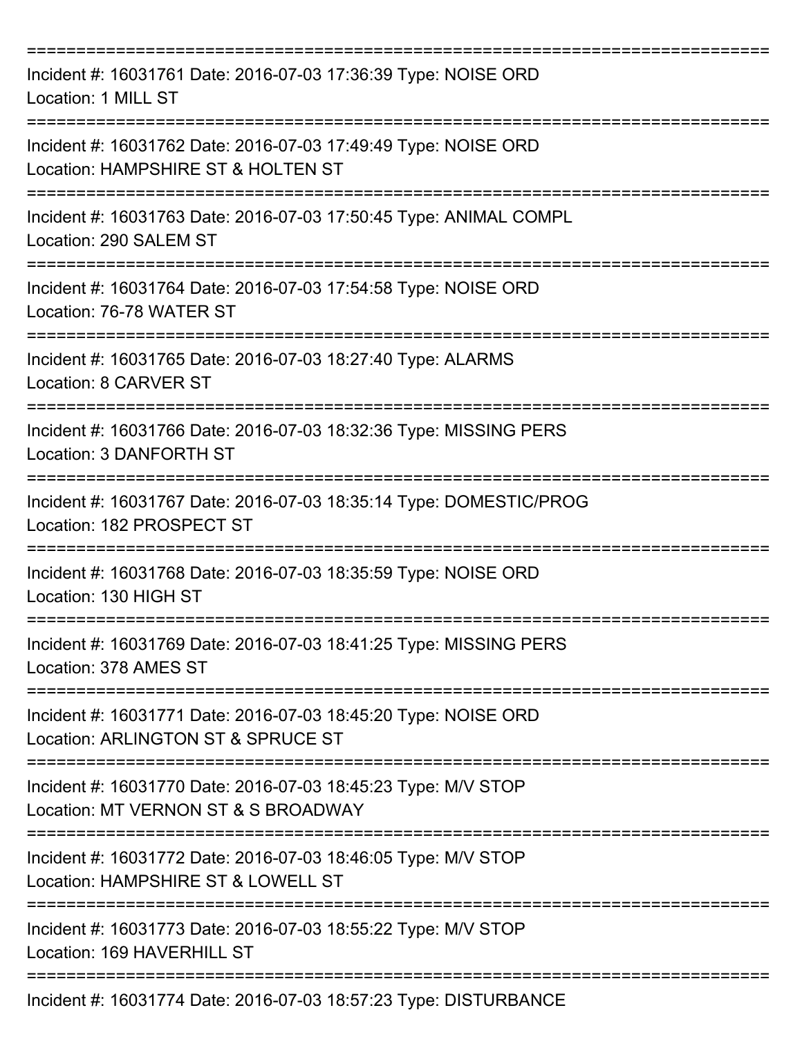===========================================================================

Incident #: 16031761 Date: 2016-07-03 17:36:39 Type: NOISE ORD
Location: 1 MILL ST

===========================================================================

Incident #: 16031762 Date: 2016-07-03 17:49:49 Type: NOISE ORD
Location: HAMPSHIRE ST & HOLTEN ST

===========================================================================

Incident #: 16031763 Date: 2016-07-03 17:50:45 Type: ANIMAL COMPL
Location: 290 SALEM ST

===========================================================================

Incident #: 16031764 Date: 2016-07-03 17:54:58 Type: NOISE ORD
Location: 76-78 WATER ST

===========================================================================

Incident #: 16031765 Date: 2016-07-03 18:27:40 Type: ALARMS
Location: 8 CARVER ST

===========================================================================

Incident #: 16031766 Date: 2016-07-03 18:32:36 Type: MISSING PERS
Location: 3 DANFORTH ST

===========================================================================

Incident #: 16031767 Date: 2016-07-03 18:35:14 Type: DOMESTIC/PROG
Location: 182 PROSPECT ST

===========================================================================

Incident #: 16031768 Date: 2016-07-03 18:35:59 Type: NOISE ORD
Location: 130 HIGH ST

===========================================================================

Incident #: 16031769 Date: 2016-07-03 18:41:25 Type: MISSING PERS
Location: 378 AMES ST

===========================================================================

Incident #: 16031771 Date: 2016-07-03 18:45:20 Type: NOISE ORD
Location: ARLINGTON ST & SPRUCE ST

===========================================================================

Incident #: 16031770 Date: 2016-07-03 18:45:23 Type: M/V STOP
Location: MT VERNON ST & S BROADWAY

===========================================================================

Incident #: 16031772 Date: 2016-07-03 18:46:05 Type: M/V STOP
Location: HAMPSHIRE ST & LOWELL ST

===========================================================================

Incident #: 16031773 Date: 2016-07-03 18:55:22 Type: M/V STOP
Location: 169 HAVERHILL ST

===========================================================================

Incident #: 16031774 Date: 2016-07-03 18:57:23 Type: DISTURBANCE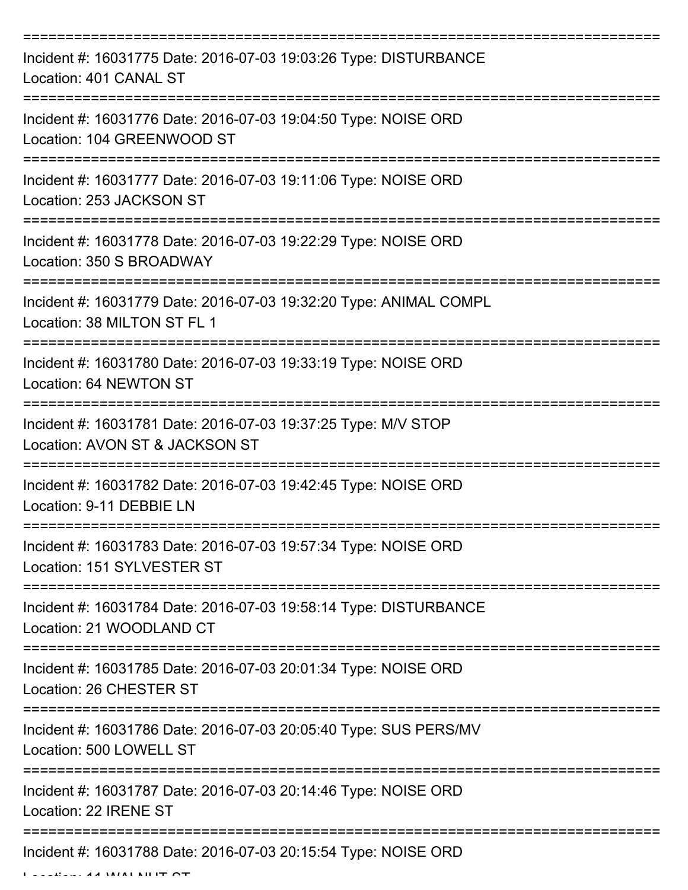===========================================================================

Incident #: 16031775 Date: 2016-07-03 19:03:26 Type: DISTURBANCE
Location: 401 CANAL ST

===========================================================================

Incident #: 16031776 Date: 2016-07-03 19:04:50 Type: NOISE ORD
Location: 104 GREENWOOD ST

===========================================================================

Incident #: 16031777 Date: 2016-07-03 19:11:06 Type: NOISE ORD
Location: 253 JACKSON ST

===========================================================================

Incident #: 16031778 Date: 2016-07-03 19:22:29 Type: NOISE ORD
Location: 350 S BROADWAY

===========================================================================

Incident #: 16031779 Date: 2016-07-03 19:32:20 Type: ANIMAL COMPL
Location: 38 MILTON ST FL 1

===========================================================================

Incident #: 16031780 Date: 2016-07-03 19:33:19 Type: NOISE ORD
Location: 64 NEWTON ST

===========================================================================

Incident #: 16031781 Date: 2016-07-03 19:37:25 Type: M/V STOP
Location: AVON ST & JACKSON ST

===========================================================================

Incident #: 16031782 Date: 2016-07-03 19:42:45 Type: NOISE ORD
Location: 9-11 DEBBIE LN

===========================================================================

Incident #: 16031783 Date: 2016-07-03 19:57:34 Type: NOISE ORD
Location: 151 SYLVESTER ST

===========================================================================

Incident #: 16031784 Date: 2016-07-03 19:58:14 Type: DISTURBANCE
Location: 21 WOODLAND CT

===========================================================================

Incident #: 16031785 Date: 2016-07-03 20:01:34 Type: NOISE ORD
Location: 26 CHESTER ST

===========================================================================

Incident #: 16031786 Date: 2016-07-03 20:05:40 Type: SUS PERS/MV
Location: 500 LOWELL ST

===========================================================================

Incident #: 16031787 Date: 2016-07-03 20:14:46 Type: NOISE ORD
Location: 22 IRENE ST

===========================================================================

Incident #: 16031788 Date: 2016-07-03 20:15:54 Type: NOISE ORD
Location: 11 WALNUT ST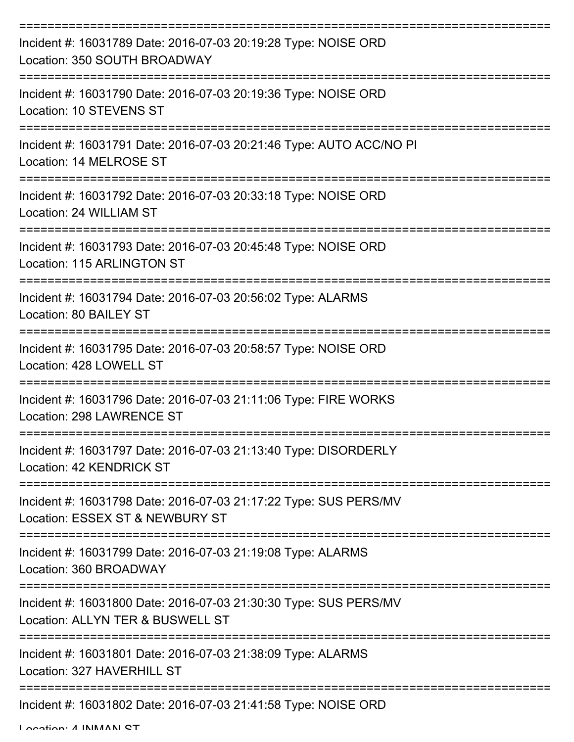===========================================================================

Incident #: 16031789 Date: 2016-07-03 20:19:28 Type: NOISE ORD
Location: 350 SOUTH BROADWAY

===========================================================================

Incident #: 16031790 Date: 2016-07-03 20:19:36 Type: NOISE ORD
Location: 10 STEVENS ST

===========================================================================

Incident #: 16031791 Date: 2016-07-03 20:21:46 Type: AUTO ACC/NO PI
Location: 14 MELROSE ST

===========================================================================

Incident #: 16031792 Date: 2016-07-03 20:33:18 Type: NOISE ORD
Location: 24 WILLIAM ST

===========================================================================

Incident #: 16031793 Date: 2016-07-03 20:45:48 Type: NOISE ORD
Location: 115 ARLINGTON ST

===========================================================================

Incident #: 16031794 Date: 2016-07-03 20:56:02 Type: ALARMS
Location: 80 BAILEY ST

===========================================================================

Incident #: 16031795 Date: 2016-07-03 20:58:57 Type: NOISE ORD
Location: 428 LOWELL ST

===========================================================================

Incident #: 16031796 Date: 2016-07-03 21:11:06 Type: FIRE WORKS
Location: 298 LAWRENCE ST

===========================================================================

Incident #: 16031797 Date: 2016-07-03 21:13:40 Type: DISORDERLY
Location: 42 KENDRICK ST

===========================================================================

Incident #: 16031798 Date: 2016-07-03 21:17:22 Type: SUS PERS/MV
Location: ESSEX ST & NEWBURY ST

===========================================================================

Incident #: 16031799 Date: 2016-07-03 21:19:08 Type: ALARMS
Location: 360 BROADWAY

===========================================================================

Incident #: 16031800 Date: 2016-07-03 21:30:30 Type: SUS PERS/MV
Location: ALLYN TER & BUSWELL ST

===========================================================================

Incident #: 16031801 Date: 2016-07-03 21:38:09 Type: ALARMS
Location: 327 HAVERHILL ST

===========================================================================

Incident #: 16031802 Date: 2016-07-03 21:41:58 Type: NOISE ORD
Location: 4 INMAN ST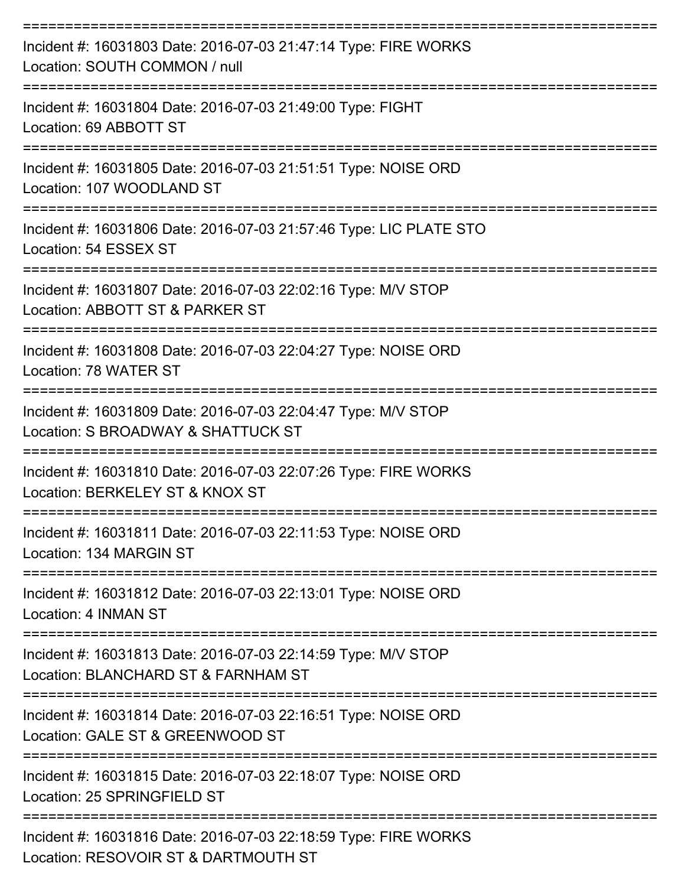===========================================================================

Incident #: 16031803 Date: 2016-07-03 21:47:14 Type: FIRE WORKS
Location: SOUTH COMMON / null

===========================================================================

Incident #: 16031804 Date: 2016-07-03 21:49:00 Type: FIGHT
Location: 69 ABBOTT ST

===========================================================================

Incident #: 16031805 Date: 2016-07-03 21:51:51 Type: NOISE ORD
Location: 107 WOODLAND ST

===========================================================================

Incident #: 16031806 Date: 2016-07-03 21:57:46 Type: LIC PLATE STO
Location: 54 ESSEX ST

===========================================================================

Incident #: 16031807 Date: 2016-07-03 22:02:16 Type: M/V STOP
Location: ABBOTT ST & PARKER ST

===========================================================================

Incident #: 16031808 Date: 2016-07-03 22:04:27 Type: NOISE ORD
Location: 78 WATER ST

===========================================================================

Incident #: 16031809 Date: 2016-07-03 22:04:47 Type: M/V STOP
Location: S BROADWAY & SHATTUCK ST

===========================================================================

Incident #: 16031810 Date: 2016-07-03 22:07:26 Type: FIRE WORKS
Location: BERKELEY ST & KNOX ST

===========================================================================

Incident #: 16031811 Date: 2016-07-03 22:11:53 Type: NOISE ORD
Location: 134 MARGIN ST

===========================================================================

Incident #: 16031812 Date: 2016-07-03 22:13:01 Type: NOISE ORD
Location: 4 INMAN ST

===========================================================================

Incident #: 16031813 Date: 2016-07-03 22:14:59 Type: M/V STOP
Location: BLANCHARD ST & FARNHAM ST

===========================================================================

Incident #: 16031814 Date: 2016-07-03 22:16:51 Type: NOISE ORD
Location: GALE ST & GREENWOOD ST

===========================================================================

Incident #: 16031815 Date: 2016-07-03 22:18:07 Type: NOISE ORD
Location: 25 SPRINGFIELD ST

===========================================================================

Incident #: 16031816 Date: 2016-07-03 22:18:59 Type: FIRE WORKS
Location: RESOVOIR ST & DARTMOUTH ST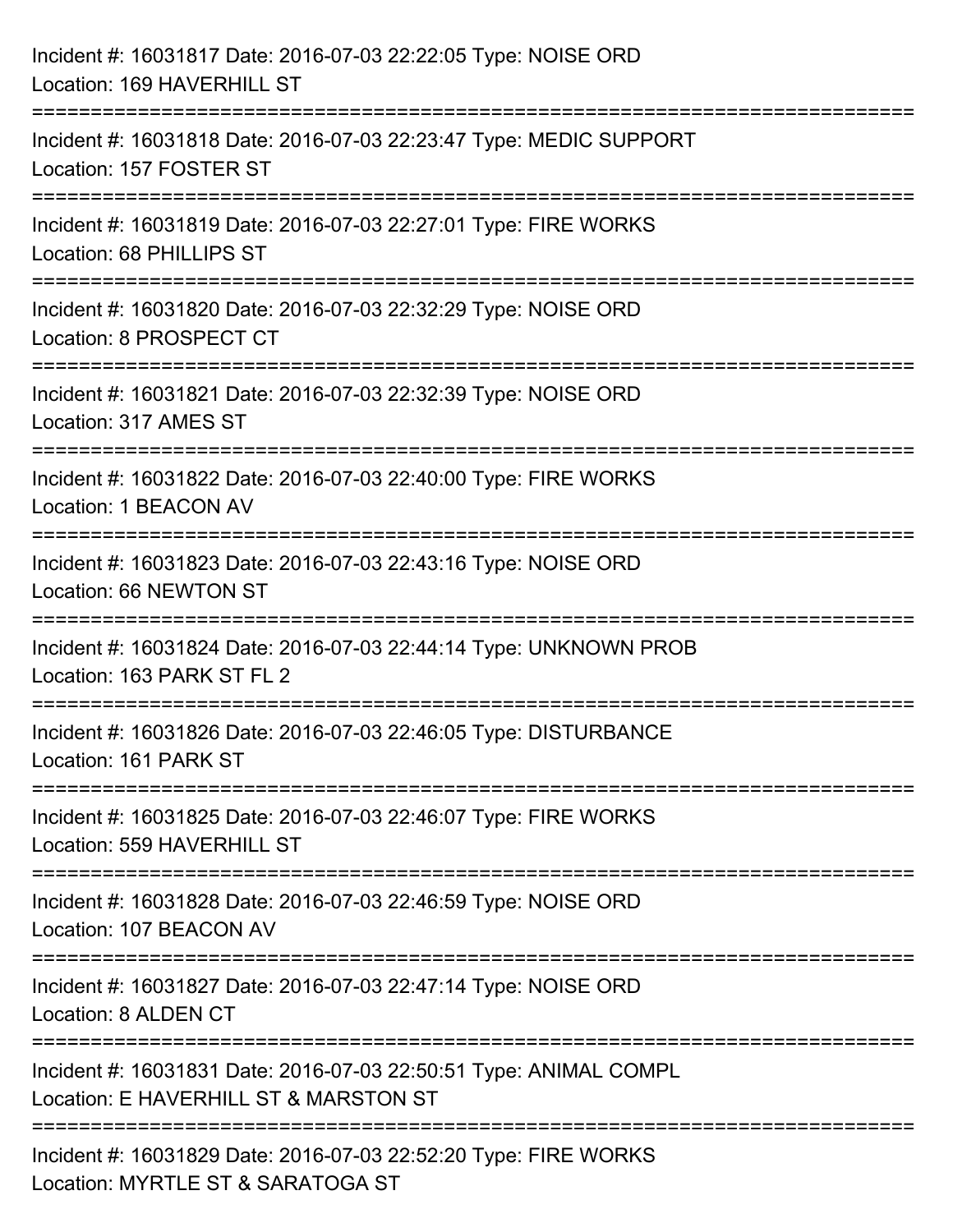Incident #: 16031817 Date: 2016-07-03 22:22:05 Type: NOISE ORD
Location: 169 HAVERHILL ST

===========================================================================

Incident #: 16031818 Date: 2016-07-03 22:23:47 Type: MEDIC SUPPORT
Location: 157 FOSTER ST

===========================================================================

Incident #: 16031819 Date: 2016-07-03 22:27:01 Type: FIRE WORKS
Location: 68 PHILLIPS ST

===========================================================================

Incident #: 16031820 Date: 2016-07-03 22:32:29 Type: NOISE ORD
Location: 8 PROSPECT CT

===========================================================================

Incident #: 16031821 Date: 2016-07-03 22:32:39 Type: NOISE ORD
Location: 317 AMES ST

===========================================================================

Incident #: 16031822 Date: 2016-07-03 22:40:00 Type: FIRE WORKS
Location: 1 BEACON AV

===========================================================================

Incident #: 16031823 Date: 2016-07-03 22:43:16 Type: NOISE ORD
Location: 66 NEWTON ST

===========================================================================

Incident #: 16031824 Date: 2016-07-03 22:44:14 Type: UNKNOWN PROB
Location: 163 PARK ST FL 2

===========================================================================

Incident #: 16031826 Date: 2016-07-03 22:46:05 Type: DISTURBANCE
Location: 161 PARK ST

===========================================================================

Incident #: 16031825 Date: 2016-07-03 22:46:07 Type: FIRE WORKS
Location: 559 HAVERHILL ST

===========================================================================

Incident #: 16031828 Date: 2016-07-03 22:46:59 Type: NOISE ORD
Location: 107 BEACON AV

===========================================================================

Incident #: 16031827 Date: 2016-07-03 22:47:14 Type: NOISE ORD
Location: 8 ALDEN CT

===========================================================================

Incident #: 16031831 Date: 2016-07-03 22:50:51 Type: ANIMAL COMPL
Location: E HAVERHILL ST & MARSTON ST

===========================================================================

Incident #: 16031829 Date: 2016-07-03 22:52:20 Type: FIRE WORKS
Location: MYRTLE ST & SARATOGA ST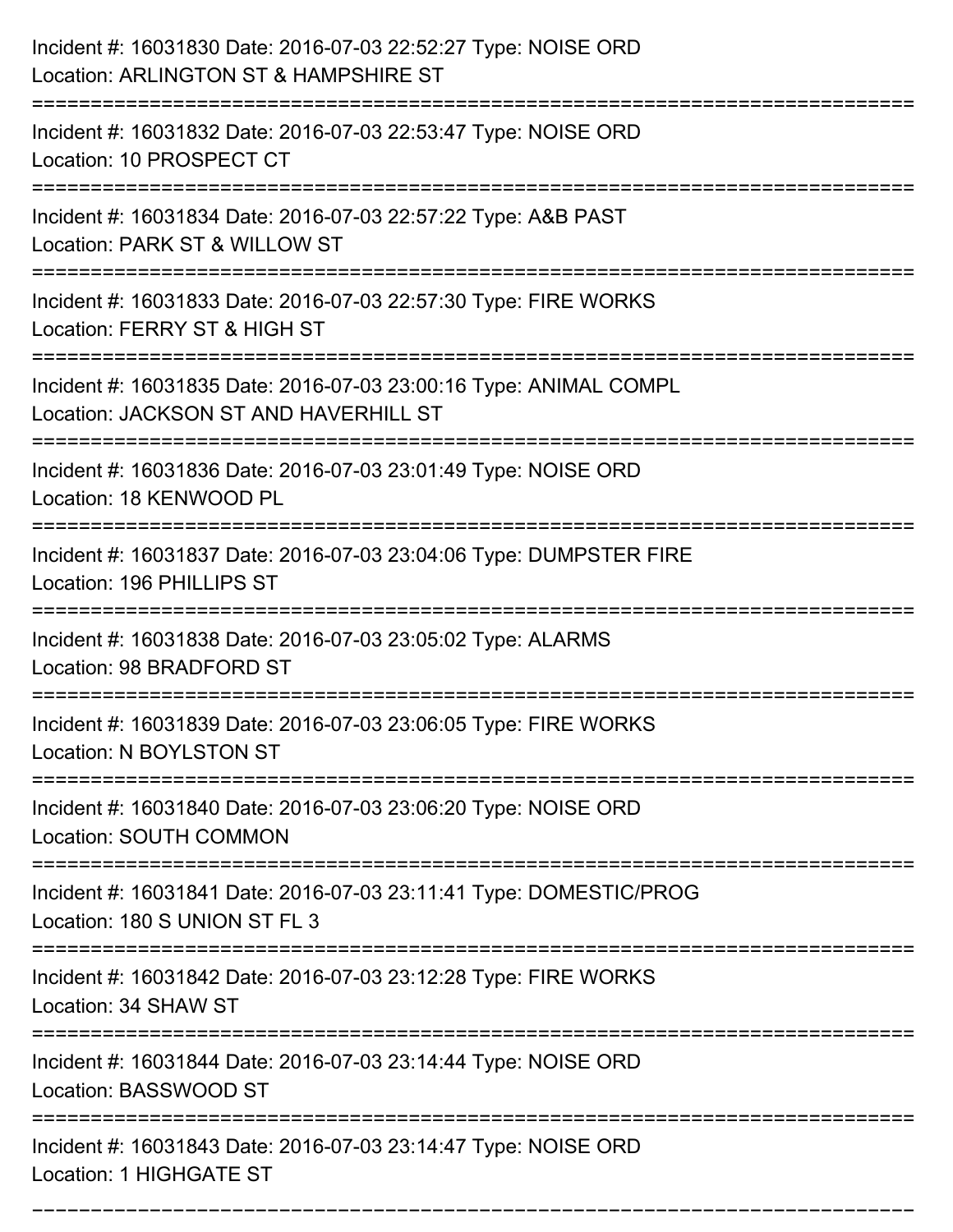Incident #: 16031830 Date: 2016-07-03 22:52:27 Type: NOISE ORD
Location: ARLINGTON ST & HAMPSHIRE ST

===========================================================================

Incident #: 16031832 Date: 2016-07-03 22:53:47 Type: NOISE ORD
Location: 10 PROSPECT CT

===========================================================================

Incident #: 16031834 Date: 2016-07-03 22:57:22 Type: A&B PAST
Location: PARK ST & WILLOW ST

===========================================================================

Incident #: 16031833 Date: 2016-07-03 22:57:30 Type: FIRE WORKS
Location: FERRY ST & HIGH ST

===========================================================================

Incident #: 16031835 Date: 2016-07-03 23:00:16 Type: ANIMAL COMPL
Location: JACKSON ST AND HAVERHILL ST

===========================================================================

Incident #: 16031836 Date: 2016-07-03 23:01:49 Type: NOISE ORD
Location: 18 KENWOOD PL

===========================================================================

Incident #: 16031837 Date: 2016-07-03 23:04:06 Type: DUMPSTER FIRE
Location: 196 PHILLIPS ST

===========================================================================

Incident #: 16031838 Date: 2016-07-03 23:05:02 Type: ALARMS
Location: 98 BRADFORD ST

===========================================================================

Incident #: 16031839 Date: 2016-07-03 23:06:05 Type: FIRE WORKS
Location: N BOYLSTON ST

===========================================================================

Incident #: 16031840 Date: 2016-07-03 23:06:20 Type: NOISE ORD
Location: SOUTH COMMON

===========================================================================

Incident #: 16031841 Date: 2016-07-03 23:11:41 Type: DOMESTIC/PROG
Location: 180 S UNION ST FL 3

===========================================================================

Incident #: 16031842 Date: 2016-07-03 23:12:28 Type: FIRE WORKS
Location: 34 SHAW ST

===========================================================================

Incident #: 16031844 Date: 2016-07-03 23:14:44 Type: NOISE ORD
Location: BASSWOOD ST

===========================================================================

Incident #: 16031843 Date: 2016-07-03 23:14:47 Type: NOISE ORD
Location: 1 HIGHGATE ST

===========================================================================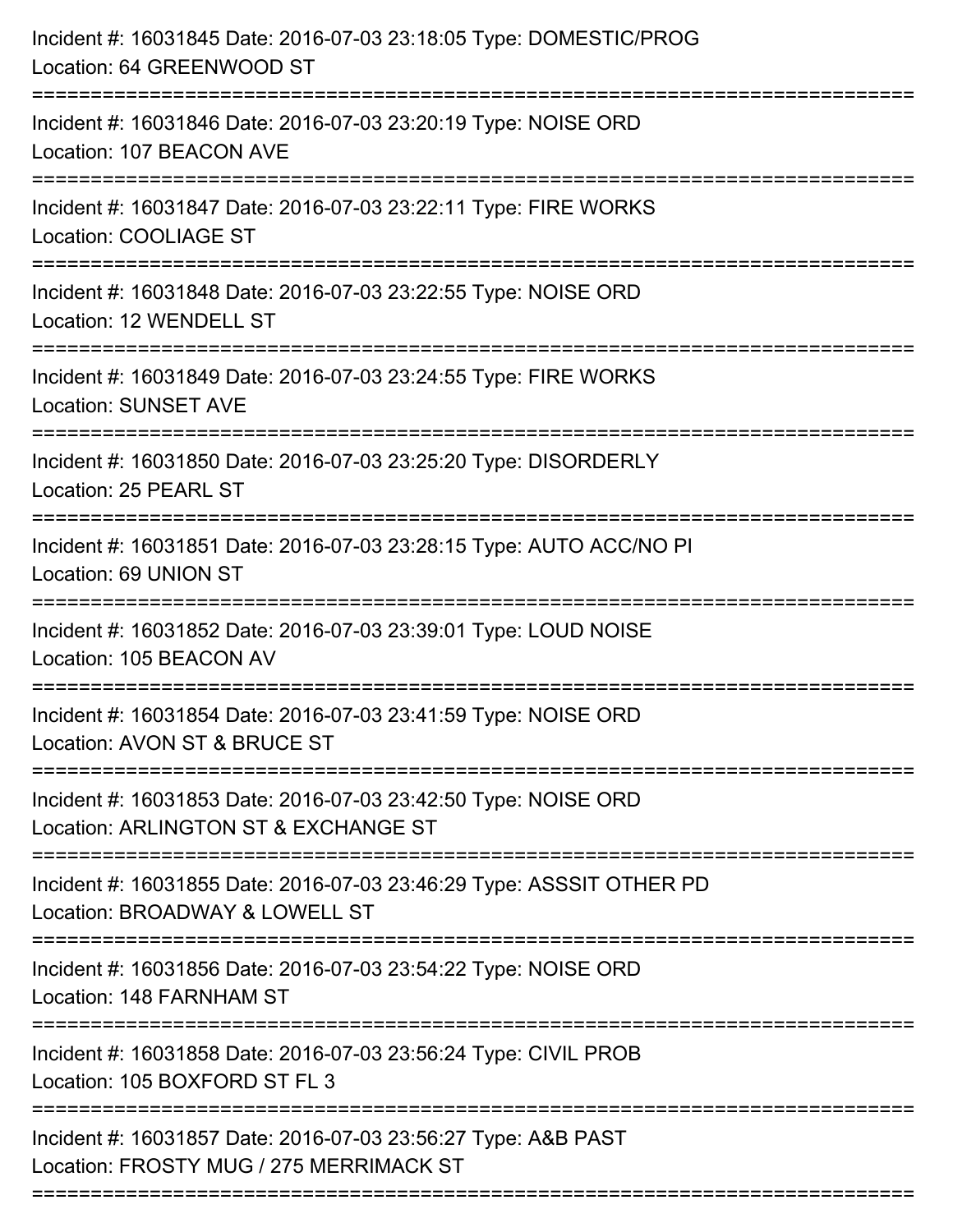Incident #: 16031845 Date: 2016-07-03 23:18:05 Type: DOMESTIC/PROG
Location: 64 GREENWOOD ST

===========================================================================

Incident #: 16031846 Date: 2016-07-03 23:20:19 Type: NOISE ORD
Location: 107 BEACON AVE

===========================================================================

Incident #: 16031847 Date: 2016-07-03 23:22:11 Type: FIRE WORKS
Location: COOLIAGE ST

===========================================================================

Incident #: 16031848 Date: 2016-07-03 23:22:55 Type: NOISE ORD
Location: 12 WENDELL ST

===========================================================================

Incident #: 16031849 Date: 2016-07-03 23:24:55 Type: FIRE WORKS
Location: SUNSET AVE

===========================================================================

Incident #: 16031850 Date: 2016-07-03 23:25:20 Type: DISORDERLY
Location: 25 PEARL ST

===========================================================================

Incident #: 16031851 Date: 2016-07-03 23:28:15 Type: AUTO ACC/NO PI
Location: 69 UNION ST

===========================================================================

Incident #: 16031852 Date: 2016-07-03 23:39:01 Type: LOUD NOISE
Location: 105 BEACON AV

===========================================================================

Incident #: 16031854 Date: 2016-07-03 23:41:59 Type: NOISE ORD
Location: AVON ST & BRUCE ST

===========================================================================

Incident #: 16031853 Date: 2016-07-03 23:42:50 Type: NOISE ORD
Location: ARLINGTON ST & EXCHANGE ST

===========================================================================

Incident #: 16031855 Date: 2016-07-03 23:46:29 Type: ASSSIT OTHER PD
Location: BROADWAY & LOWELL ST

===========================================================================

Incident #: 16031856 Date: 2016-07-03 23:54:22 Type: NOISE ORD
Location: 148 FARNHAM ST

===========================================================================

Incident #: 16031858 Date: 2016-07-03 23:56:24 Type: CIVIL PROB
Location: 105 BOXFORD ST FL 3

===========================================================================

Incident #: 16031857 Date: 2016-07-03 23:56:27 Type: A&B PAST
Location: FROSTY MUG / 275 MERRIMACK ST

===========================================================================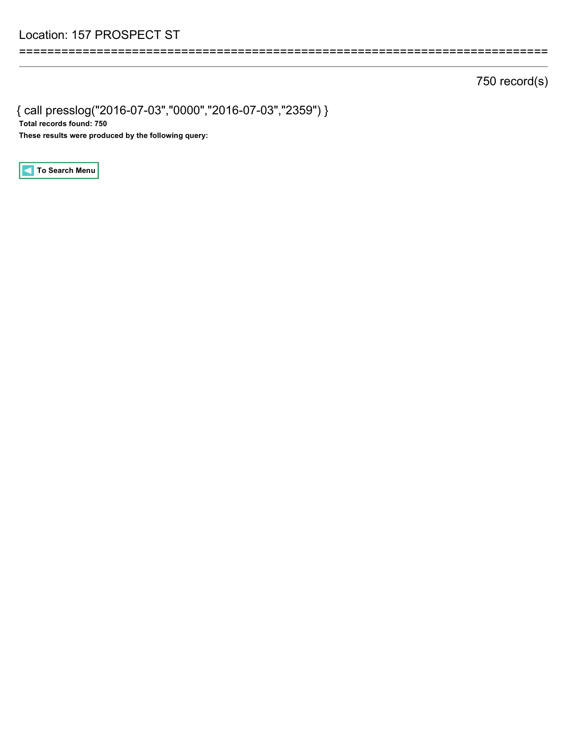Location: 157 PROSPECT ST

===========================================================================

750 record(s)

{ call presslog("2016-07-03","0000","2016-07-03","2359") }

**Total records found: 750**

**These results were produced by the following query:**

**To Search Menu**